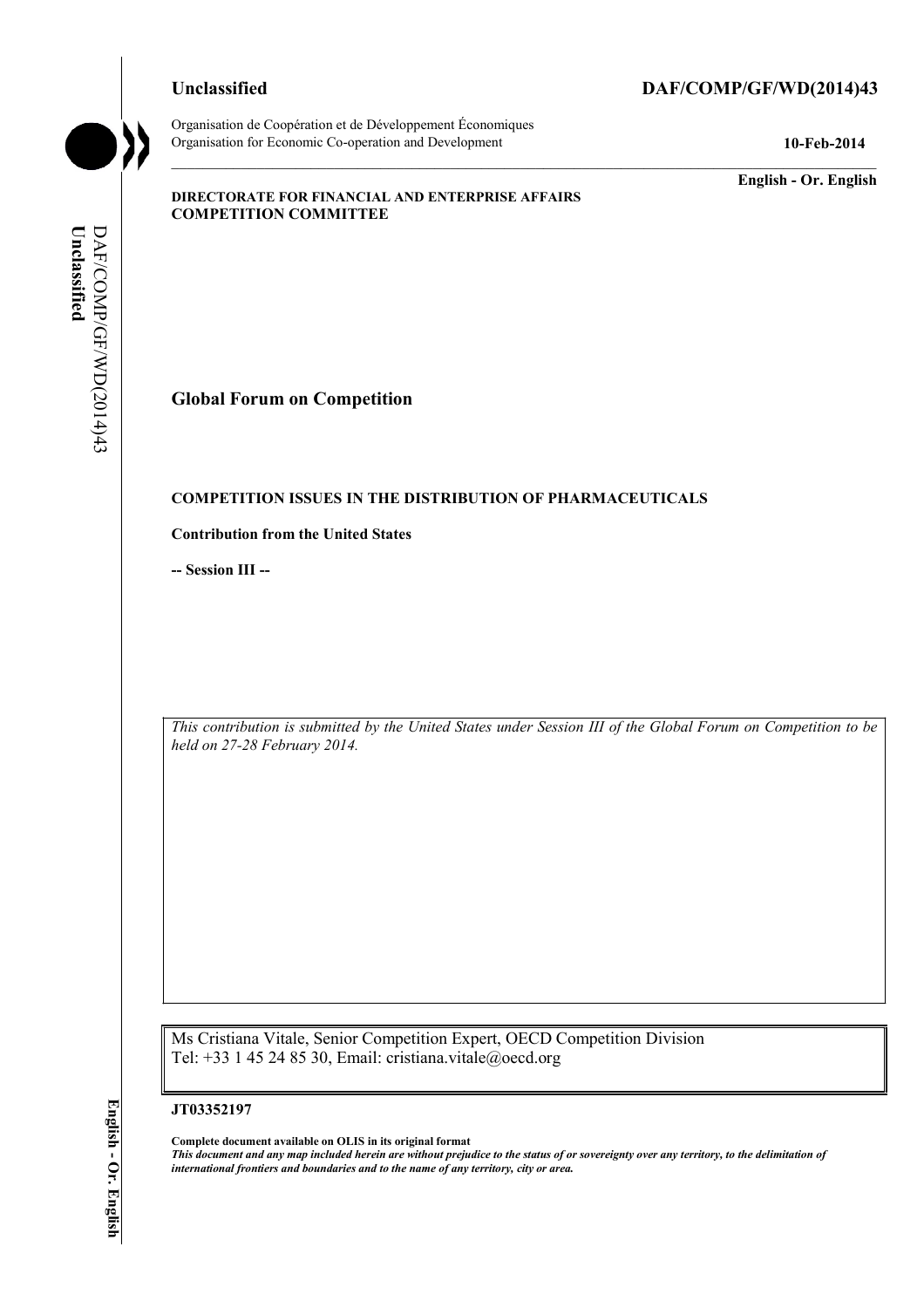**Unclassified** **DAF/COMP/GF/WD(2014)43**

Organisation de Coopération et de Développement Économiques
Organisation for Economic Co-operation and Development

**10-Feb-2014**

**English - Or. English**

**DIRECTORATE FOR FINANCIAL AND ENTERPRISE AFFAIRS**
**COMPETITION COMMITTEE**

# Global Forum on Competition

## COMPETITION ISSUES IN THE DISTRIBUTION OF PHARMACEUTICALS

**Contribution from the United States**

**-- Session III --**

*This contribution is submitted by the United States under Session III of the Global Forum on Competition to be held on 27-28 February 2014.*

Ms Cristiana Vitale, Senior Competition Expert, OECD Competition Division
Tel: +33 1 45 24 85 30, Email: cristiana.vitale@oecd.org

**JT03352197**

**Complete document available on OLIS in its original format**
***This document and any map included herein are without prejudice to the status of or sovereignty over any territory, to the delimitation of international frontiers and boundaries and to the name of any territory, city or area.***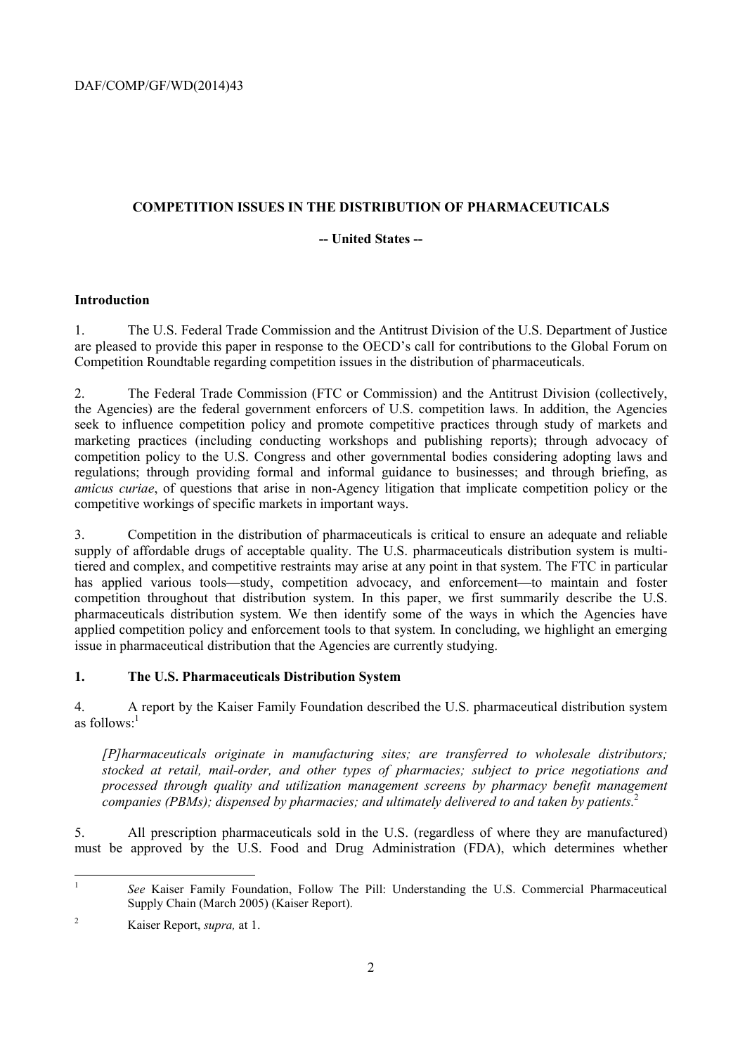**COMPETITION ISSUES IN THE DISTRIBUTION OF PHARMACEUTICALS**

**-- United States --**

**Introduction**

1. The U.S. Federal Trade Commission and the Antitrust Division of the U.S. Department of Justice are pleased to provide this paper in response to the OECD's call for contributions to the Global Forum on Competition Roundtable regarding competition issues in the distribution of pharmaceuticals.

2. The Federal Trade Commission (FTC or Commission) and the Antitrust Division (collectively, the Agencies) are the federal government enforcers of U.S. competition laws. In addition, the Agencies seek to influence competition policy and promote competitive practices through study of markets and marketing practices (including conducting workshops and publishing reports); through advocacy of competition policy to the U.S. Congress and other governmental bodies considering adopting laws and regulations; through providing formal and informal guidance to businesses; and through briefing, as *amicus curiae*, of questions that arise in non-Agency litigation that implicate competition policy or the competitive workings of specific markets in important ways.

3. Competition in the distribution of pharmaceuticals is critical to ensure an adequate and reliable supply of affordable drugs of acceptable quality. The U.S. pharmaceuticals distribution system is multi-tiered and complex, and competitive restraints may arise at any point in that system. The FTC in particular has applied various tools—study, competition advocacy, and enforcement—to maintain and foster competition throughout that distribution system. In this paper, we first summarily describe the U.S. pharmaceuticals distribution system. We then identify some of the ways in which the Agencies have applied competition policy and enforcement tools to that system. In concluding, we highlight an emerging issue in pharmaceutical distribution that the Agencies are currently studying.

## 1. The U.S. Pharmaceuticals Distribution System

4. A report by the Kaiser Family Foundation described the U.S. pharmaceutical distribution system as follows:[1]

> *[P]harmaceuticals originate in manufacturing sites; are transferred to wholesale distributors; stocked at retail, mail-order, and other types of pharmacies; subject to price negotiations and processed through quality and utilization management screens by pharmacy benefit management companies (PBMs); dispensed by pharmacies; and ultimately delivered to and taken by patients.*[2]

5. All prescription pharmaceuticals sold in the U.S. (regardless of where they are manufactured) must be approved by the U.S. Food and Drug Administration (FDA), which determines whether

---

[1] *See* Kaiser Family Foundation, Follow The Pill: Understanding the U.S. Commercial Pharmaceutical Supply Chain (March 2005) (Kaiser Report).

[2] Kaiser Report, *supra,* at 1.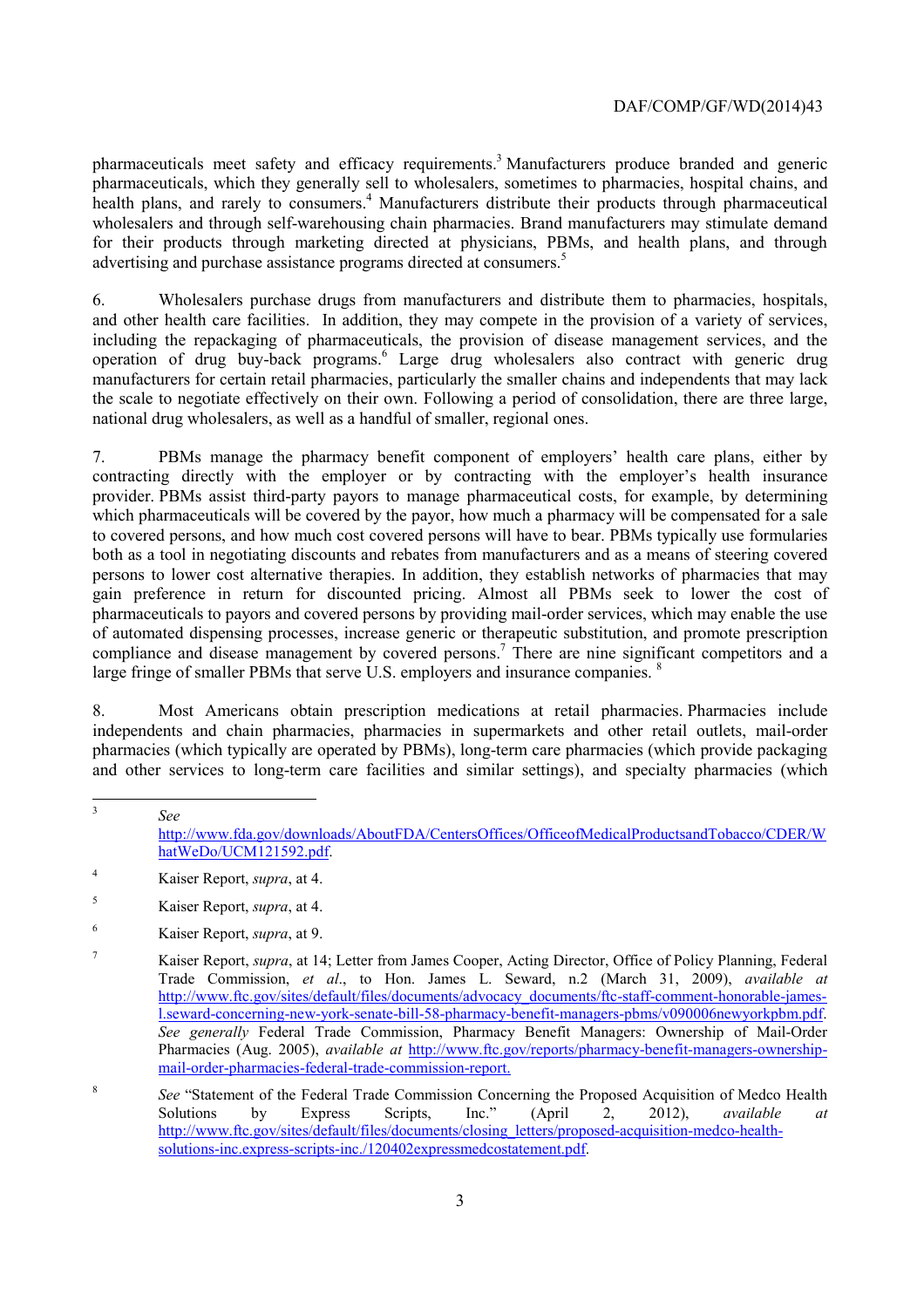pharmaceuticals meet safety and efficacy requirements.[3] Manufacturers produce branded and generic pharmaceuticals, which they generally sell to wholesalers, sometimes to pharmacies, hospital chains, and health plans, and rarely to consumers.[4] Manufacturers distribute their products through pharmaceutical wholesalers and through self-warehousing chain pharmacies. Brand manufacturers may stimulate demand for their products through marketing directed at physicians, PBMs, and health plans, and through advertising and purchase assistance programs directed at consumers.[5]

6. Wholesalers purchase drugs from manufacturers and distribute them to pharmacies, hospitals, and other health care facilities. In addition, they may compete in the provision of a variety of services, including the repackaging of pharmaceuticals, the provision of disease management services, and the operation of drug buy-back programs.[6] Large drug wholesalers also contract with generic drug manufacturers for certain retail pharmacies, particularly the smaller chains and independents that may lack the scale to negotiate effectively on their own. Following a period of consolidation, there are three large, national drug wholesalers, as well as a handful of smaller, regional ones.

7. PBMs manage the pharmacy benefit component of employers' health care plans, either by contracting directly with the employer or by contracting with the employer's health insurance provider. PBMs assist third-party payors to manage pharmaceutical costs, for example, by determining which pharmaceuticals will be covered by the payor, how much a pharmacy will be compensated for a sale to covered persons, and how much cost covered persons will have to bear. PBMs typically use formularies both as a tool in negotiating discounts and rebates from manufacturers and as a means of steering covered persons to lower cost alternative therapies. In addition, they establish networks of pharmacies that may gain preference in return for discounted pricing. Almost all PBMs seek to lower the cost of pharmaceuticals to payors and covered persons by providing mail-order services, which may enable the use of automated dispensing processes, increase generic or therapeutic substitution, and promote prescription compliance and disease management by covered persons.[7] There are nine significant competitors and a large fringe of smaller PBMs that serve U.S. employers and insurance companies.[8]

8. Most Americans obtain prescription medications at retail pharmacies. Pharmacies include independents and chain pharmacies, pharmacies in supermarkets and other retail outlets, mail-order pharmacies (which typically are operated by PBMs), long-term care pharmacies (which provide packaging and other services to long-term care facilities and similar settings), and specialty pharmacies (which

---

[3] *See* http://www.fda.gov/downloads/AboutFDA/CentersOffices/OfficeofMedicalProductsandTobacco/CDER/WhatWeDo/UCM121592.pdf.

[4] Kaiser Report, *supra*, at 4.

[5] Kaiser Report, *supra*, at 4.

[6] Kaiser Report, *supra*, at 9.

[7] Kaiser Report, *supra*, at 14; Letter from James Cooper, Acting Director, Office of Policy Planning, Federal Trade Commission, *et al*., to Hon. James L. Seward, n.2 (March 31, 2009), *available at* http://www.ftc.gov/sites/default/files/documents/advocacy_documents/ftc-staff-comment-honorable-james-l.seward-concerning-new-york-senate-bill-58-pharmacy-benefit-managers-pbms/v090006newyorkpbm.pdf. *See generally* Federal Trade Commission, Pharmacy Benefit Managers: Ownership of Mail-Order Pharmacies (Aug. 2005), *available at* http://www.ftc.gov/reports/pharmacy-benefit-managers-ownership-mail-order-pharmacies-federal-trade-commission-report.

[8] *See* "Statement of the Federal Trade Commission Concerning the Proposed Acquisition of Medco Health Solutions by Express Scripts, Inc." (April 2, 2012), *available at* http://www.ftc.gov/sites/default/files/documents/closing_letters/proposed-acquisition-medco-health-solutions-inc.express-scripts-inc./120402expressmedcostatement.pdf.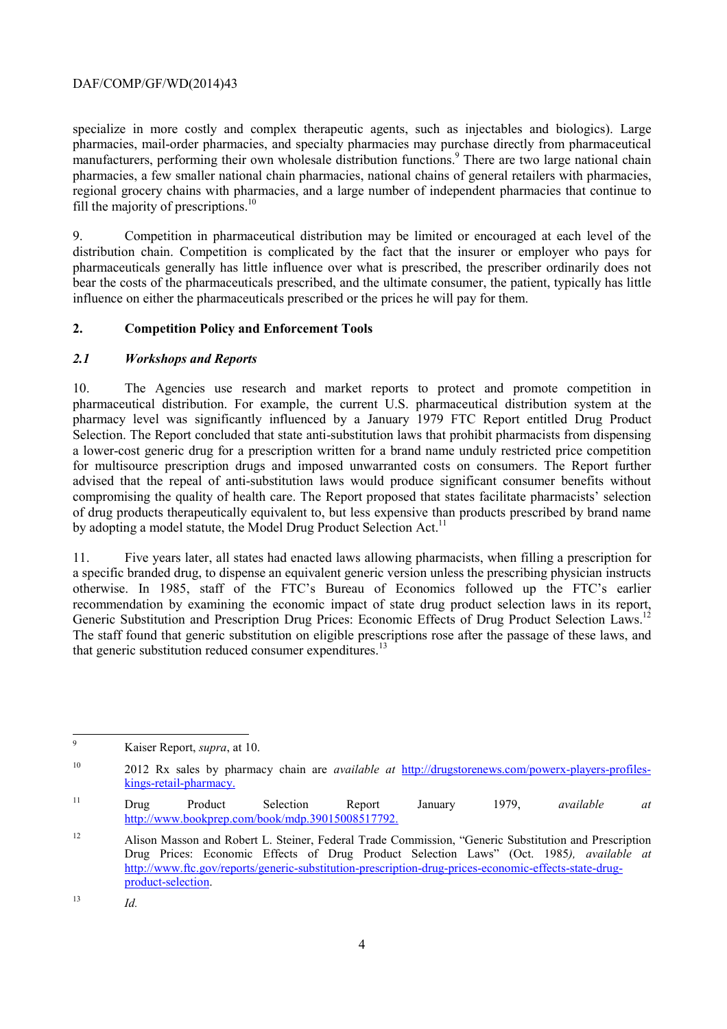specialize in more costly and complex therapeutic agents, such as injectables and biologics). Large pharmacies, mail-order pharmacies, and specialty pharmacies may purchase directly from pharmaceutical manufacturers, performing their own wholesale distribution functions.[9] There are two large national chain pharmacies, a few smaller national chain pharmacies, national chains of general retailers with pharmacies, regional grocery chains with pharmacies, and a large number of independent pharmacies that continue to fill the majority of prescriptions.[10]

9. Competition in pharmaceutical distribution may be limited or encouraged at each level of the distribution chain. Competition is complicated by the fact that the insurer or employer who pays for pharmaceuticals generally has little influence over what is prescribed, the prescriber ordinarily does not bear the costs of the pharmaceuticals prescribed, and the ultimate consumer, the patient, typically has little influence on either the pharmaceuticals prescribed or the prices he will pay for them.

## 2. Competition Policy and Enforcement Tools

### *2.1 Workshops and Reports*

10. The Agencies use research and market reports to protect and promote competition in pharmaceutical distribution. For example, the current U.S. pharmaceutical distribution system at the pharmacy level was significantly influenced by a January 1979 FTC Report entitled Drug Product Selection. The Report concluded that state anti-substitution laws that prohibit pharmacists from dispensing a lower-cost generic drug for a prescription written for a brand name unduly restricted price competition for multisource prescription drugs and imposed unwarranted costs on consumers. The Report further advised that the repeal of anti-substitution laws would produce significant consumer benefits without compromising the quality of health care. The Report proposed that states facilitate pharmacists' selection of drug products therapeutically equivalent to, but less expensive than products prescribed by brand name by adopting a model statute, the Model Drug Product Selection Act.[11]

11. Five years later, all states had enacted laws allowing pharmacists, when filling a prescription for a specific branded drug, to dispense an equivalent generic version unless the prescribing physician instructs otherwise. In 1985, staff of the FTC's Bureau of Economics followed up the FTC's earlier recommendation by examining the economic impact of state drug product selection laws in its report, Generic Substitution and Prescription Drug Prices: Economic Effects of Drug Product Selection Laws.[12] The staff found that generic substitution on eligible prescriptions rose after the passage of these laws, and that generic substitution reduced consumer expenditures.[13]

---

[9] Kaiser Report, *supra*, at 10.

[10] 2012 Rx sales by pharmacy chain are *available at* http://drugstorenews.com/powerx-players-profiles-kings-retail-pharmacy.

[11] Drug Product Selection Report January 1979, *available at* http://www.bookprep.com/book/mdp.39015008517792.

[12] Alison Masson and Robert L. Steiner, Federal Trade Commission, "Generic Substitution and Prescription Drug Prices: Economic Effects of Drug Product Selection Laws" (Oct. 1985*), available at* http://www.ftc.gov/reports/generic-substitution-prescription-drug-prices-economic-effects-state-drug-product-selection.

[13] *Id.*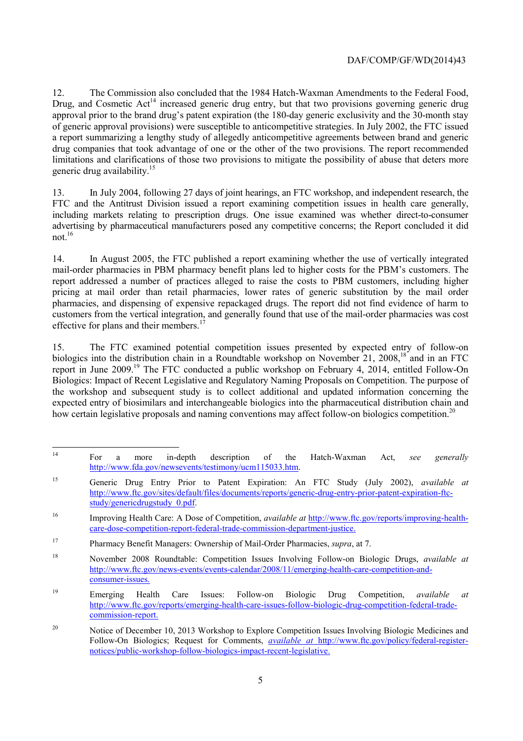12. The Commission also concluded that the 1984 Hatch-Waxman Amendments to the Federal Food, Drug, and Cosmetic Act[14] increased generic drug entry, but that two provisions governing generic drug approval prior to the brand drug's patent expiration (the 180-day generic exclusivity and the 30-month stay of generic approval provisions) were susceptible to anticompetitive strategies. In July 2002, the FTC issued a report summarizing a lengthy study of allegedly anticompetitive agreements between brand and generic drug companies that took advantage of one or the other of the two provisions. The report recommended limitations and clarifications of those two provisions to mitigate the possibility of abuse that deters more generic drug availability.[15]

13. In July 2004, following 27 days of joint hearings, an FTC workshop, and independent research, the FTC and the Antitrust Division issued a report examining competition issues in health care generally, including markets relating to prescription drugs. One issue examined was whether direct-to-consumer advertising by pharmaceutical manufacturers posed any competitive concerns; the Report concluded it did not.[16]

14. In August 2005, the FTC published a report examining whether the use of vertically integrated mail-order pharmacies in PBM pharmacy benefit plans led to higher costs for the PBM's customers. The report addressed a number of practices alleged to raise the costs to PBM customers, including higher pricing at mail order than retail pharmacies, lower rates of generic substitution by the mail order pharmacies, and dispensing of expensive repackaged drugs. The report did not find evidence of harm to customers from the vertical integration, and generally found that use of the mail-order pharmacies was cost effective for plans and their members.[17]

15. The FTC examined potential competition issues presented by expected entry of follow-on biologics into the distribution chain in a Roundtable workshop on November 21, 2008,[18] and in an FTC report in June 2009.[19] The FTC conducted a public workshop on February 4, 2014, entitled Follow-On Biologics: Impact of Recent Legislative and Regulatory Naming Proposals on Competition. The purpose of the workshop and subsequent study is to collect additional and updated information concerning the expected entry of biosimilars and interchangeable biologics into the pharmaceutical distribution chain and how certain legislative proposals and naming conventions may affect follow-on biologics competition.[20]

---

[14] For a more in-depth description of the Hatch-Waxman Act, *see generally* http://www.fda.gov/newsevents/testimony/ucm115033.htm.

[15] Generic Drug Entry Prior to Patent Expiration: An FTC Study (July 2002), *available at* http://www.ftc.gov/sites/default/files/documents/reports/generic-drug-entry-prior-patent-expiration-ftc-study/genericdrugstudy_0.pdf.

[16] Improving Health Care: A Dose of Competition, *available at* http://www.ftc.gov/reports/improving-health-care-dose-competition-report-federal-trade-commission-department-justice.

[17] Pharmacy Benefit Managers: Ownership of Mail-Order Pharmacies, *supra*, at 7.

[18] November 2008 Roundtable: Competition Issues Involving Follow-on Biologic Drugs, *available at* http://www.ftc.gov/news-events/events-calendar/2008/11/emerging-health-care-competition-and-consumer-issues.

[19] Emerging Health Care Issues: Follow-on Biologic Drug Competition, *available at* http://www.ftc.gov/reports/emerging-health-care-issues-follow-biologic-drug-competition-federal-trade-commission-report.

[20] Notice of December 10, 2013 Workshop to Explore Competition Issues Involving Biologic Medicines and Follow-On Biologics; Request for Comments, *available at* http://www.ftc.gov/policy/federal-register-notices/public-workshop-follow-biologics-impact-recent-legislative.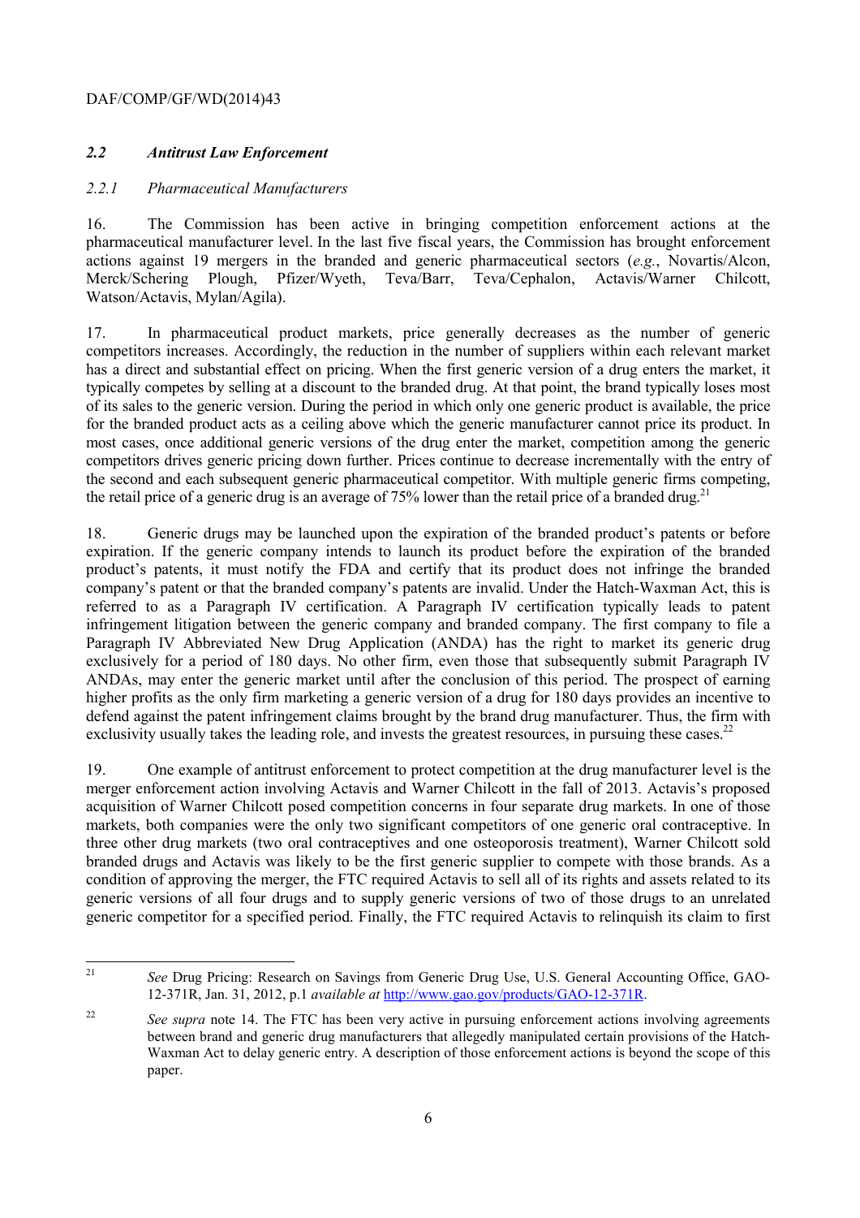### *2.2 Antitrust Law Enforcement*

#### *2.2.1 Pharmaceutical Manufacturers*

16. The Commission has been active in bringing competition enforcement actions at the pharmaceutical manufacturer level. In the last five fiscal years, the Commission has brought enforcement actions against 19 mergers in the branded and generic pharmaceutical sectors (*e.g.*, Novartis/Alcon, Merck/Schering Plough, Pfizer/Wyeth, Teva/Barr, Teva/Cephalon, Actavis/Warner Chilcott, Watson/Actavis, Mylan/Agila).

17. In pharmaceutical product markets, price generally decreases as the number of generic competitors increases. Accordingly, the reduction in the number of suppliers within each relevant market has a direct and substantial effect on pricing. When the first generic version of a drug enters the market, it typically competes by selling at a discount to the branded drug. At that point, the brand typically loses most of its sales to the generic version. During the period in which only one generic product is available, the price for the branded product acts as a ceiling above which the generic manufacturer cannot price its product. In most cases, once additional generic versions of the drug enter the market, competition among the generic competitors drives generic pricing down further. Prices continue to decrease incrementally with the entry of the second and each subsequent generic pharmaceutical competitor. With multiple generic firms competing, the retail price of a generic drug is an average of 75% lower than the retail price of a branded drug.[21]

18. Generic drugs may be launched upon the expiration of the branded product's patents or before expiration. If the generic company intends to launch its product before the expiration of the branded product's patents, it must notify the FDA and certify that its product does not infringe the branded company's patent or that the branded company's patents are invalid. Under the Hatch-Waxman Act, this is referred to as a Paragraph IV certification. A Paragraph IV certification typically leads to patent infringement litigation between the generic company and branded company. The first company to file a Paragraph IV Abbreviated New Drug Application (ANDA) has the right to market its generic drug exclusively for a period of 180 days. No other firm, even those that subsequently submit Paragraph IV ANDAs, may enter the generic market until after the conclusion of this period. The prospect of earning higher profits as the only firm marketing a generic version of a drug for 180 days provides an incentive to defend against the patent infringement claims brought by the brand drug manufacturer. Thus, the firm with exclusivity usually takes the leading role, and invests the greatest resources, in pursuing these cases.[22]

19. One example of antitrust enforcement to protect competition at the drug manufacturer level is the merger enforcement action involving Actavis and Warner Chilcott in the fall of 2013. Actavis's proposed acquisition of Warner Chilcott posed competition concerns in four separate drug markets. In one of those markets, both companies were the only two significant competitors of one generic oral contraceptive. In three other drug markets (two oral contraceptives and one osteoporosis treatment), Warner Chilcott sold branded drugs and Actavis was likely to be the first generic supplier to compete with those brands. As a condition of approving the merger, the FTC required Actavis to sell all of its rights and assets related to its generic versions of all four drugs and to supply generic versions of two of those drugs to an unrelated generic competitor for a specified period. Finally, the FTC required Actavis to relinquish its claim to first

---

[21] *See* Drug Pricing: Research on Savings from Generic Drug Use, U.S. General Accounting Office, GAO-12-371R, Jan. 31, 2012, p.1 *available at* http://www.gao.gov/products/GAO-12-371R.

[22] *See supra* note 14. The FTC has been very active in pursuing enforcement actions involving agreements between brand and generic drug manufacturers that allegedly manipulated certain provisions of the Hatch-Waxman Act to delay generic entry. A description of those enforcement actions is beyond the scope of this paper.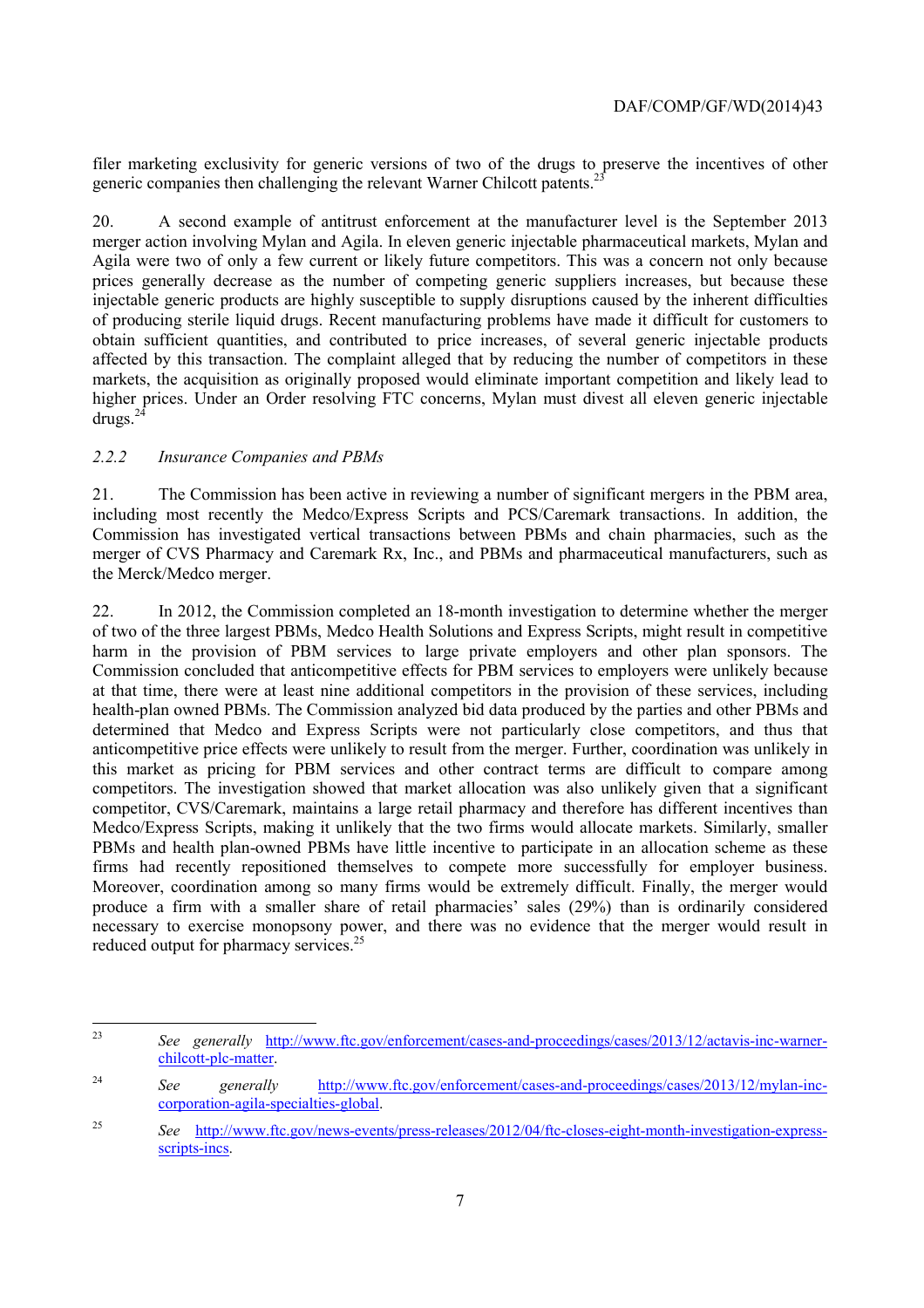filer marketing exclusivity for generic versions of two of the drugs to preserve the incentives of other generic companies then challenging the relevant Warner Chilcott patents.[23]

20. A second example of antitrust enforcement at the manufacturer level is the September 2013 merger action involving Mylan and Agila. In eleven generic injectable pharmaceutical markets, Mylan and Agila were two of only a few current or likely future competitors. This was a concern not only because prices generally decrease as the number of competing generic suppliers increases, but because these injectable generic products are highly susceptible to supply disruptions caused by the inherent difficulties of producing sterile liquid drugs. Recent manufacturing problems have made it difficult for customers to obtain sufficient quantities, and contributed to price increases, of several generic injectable products affected by this transaction. The complaint alleged that by reducing the number of competitors in these markets, the acquisition as originally proposed would eliminate important competition and likely lead to higher prices. Under an Order resolving FTC concerns, Mylan must divest all eleven generic injectable drugs.[24]

### *2.2.2 Insurance Companies and PBMs*

21. The Commission has been active in reviewing a number of significant mergers in the PBM area, including most recently the Medco/Express Scripts and PCS/Caremark transactions. In addition, the Commission has investigated vertical transactions between PBMs and chain pharmacies, such as the merger of CVS Pharmacy and Caremark Rx, Inc., and PBMs and pharmaceutical manufacturers, such as the Merck/Medco merger.

22. In 2012, the Commission completed an 18-month investigation to determine whether the merger of two of the three largest PBMs, Medco Health Solutions and Express Scripts, might result in competitive harm in the provision of PBM services to large private employers and other plan sponsors. The Commission concluded that anticompetitive effects for PBM services to employers were unlikely because at that time, there were at least nine additional competitors in the provision of these services, including health-plan owned PBMs. The Commission analyzed bid data produced by the parties and other PBMs and determined that Medco and Express Scripts were not particularly close competitors, and thus that anticompetitive price effects were unlikely to result from the merger. Further, coordination was unlikely in this market as pricing for PBM services and other contract terms are difficult to compare among competitors. The investigation showed that market allocation was also unlikely given that a significant competitor, CVS/Caremark, maintains a large retail pharmacy and therefore has different incentives than Medco/Express Scripts, making it unlikely that the two firms would allocate markets. Similarly, smaller PBMs and health plan-owned PBMs have little incentive to participate in an allocation scheme as these firms had recently repositioned themselves to compete more successfully for employer business. Moreover, coordination among so many firms would be extremely difficult. Finally, the merger would produce a firm with a smaller share of retail pharmacies' sales (29%) than is ordinarily considered necessary to exercise monopsony power, and there was no evidence that the merger would result in reduced output for pharmacy services.[25]

---

[23] *See generally* http://www.ftc.gov/enforcement/cases-and-proceedings/cases/2013/12/actavis-inc-warner-chilcott-plc-matter.

[24] *See generally* http://www.ftc.gov/enforcement/cases-and-proceedings/cases/2013/12/mylan-inc-corporation-agila-specialties-global.

[25] *See* http://www.ftc.gov/news-events/press-releases/2012/04/ftc-closes-eight-month-investigation-express-scripts-incs.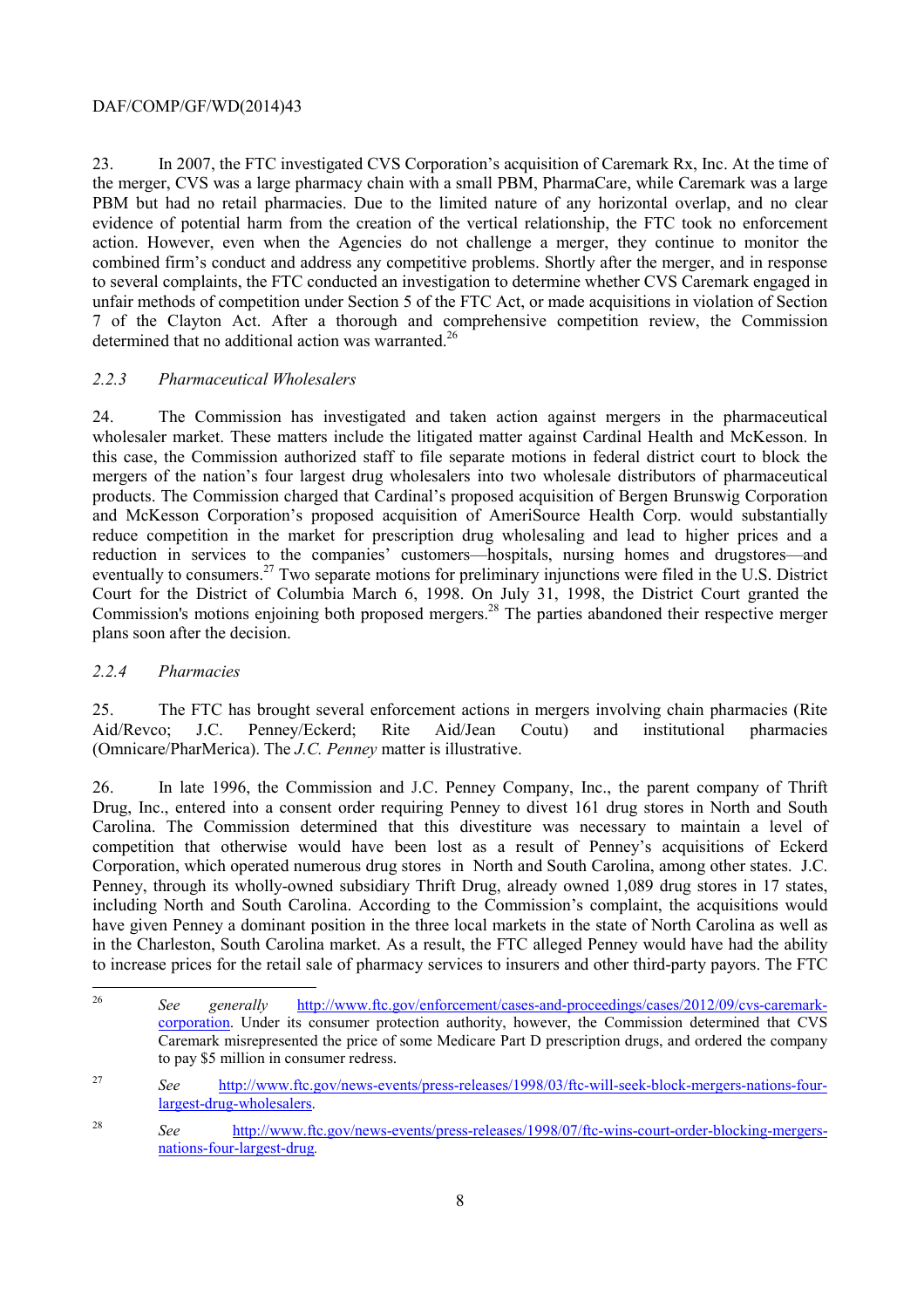23. In 2007, the FTC investigated CVS Corporation's acquisition of Caremark Rx, Inc. At the time of the merger, CVS was a large pharmacy chain with a small PBM, PharmaCare, while Caremark was a large PBM but had no retail pharmacies. Due to the limited nature of any horizontal overlap, and no clear evidence of potential harm from the creation of the vertical relationship, the FTC took no enforcement action. However, even when the Agencies do not challenge a merger, they continue to monitor the combined firm's conduct and address any competitive problems. Shortly after the merger, and in response to several complaints, the FTC conducted an investigation to determine whether CVS Caremark engaged in unfair methods of competition under Section 5 of the FTC Act, or made acquisitions in violation of Section 7 of the Clayton Act. After a thorough and comprehensive competition review, the Commission determined that no additional action was warranted.[26]

### *2.2.3 Pharmaceutical Wholesalers*

24. The Commission has investigated and taken action against mergers in the pharmaceutical wholesaler market. These matters include the litigated matter against Cardinal Health and McKesson. In this case, the Commission authorized staff to file separate motions in federal district court to block the mergers of the nation's four largest drug wholesalers into two wholesale distributors of pharmaceutical products. The Commission charged that Cardinal's proposed acquisition of Bergen Brunswig Corporation and McKesson Corporation's proposed acquisition of AmeriSource Health Corp. would substantially reduce competition in the market for prescription drug wholesaling and lead to higher prices and a reduction in services to the companies' customers—hospitals, nursing homes and drugstores—and eventually to consumers.[27] Two separate motions for preliminary injunctions were filed in the U.S. District Court for the District of Columbia March 6, 1998. On July 31, 1998, the District Court granted the Commission's motions enjoining both proposed mergers.[28] The parties abandoned their respective merger plans soon after the decision.

### *2.2.4 Pharmacies*

25. The FTC has brought several enforcement actions in mergers involving chain pharmacies (Rite Aid/Revco; J.C. Penney/Eckerd; Rite Aid/Jean Coutu) and institutional pharmacies (Omnicare/PharMerica). The *J.C. Penney* matter is illustrative.

26. In late 1996, the Commission and J.C. Penney Company, Inc., the parent company of Thrift Drug, Inc., entered into a consent order requiring Penney to divest 161 drug stores in North and South Carolina. The Commission determined that this divestiture was necessary to maintain a level of competition that otherwise would have been lost as a result of Penney's acquisitions of Eckerd Corporation, which operated numerous drug stores in North and South Carolina, among other states. J.C. Penney, through its wholly-owned subsidiary Thrift Drug, already owned 1,089 drug stores in 17 states, including North and South Carolina. According to the Commission's complaint, the acquisitions would have given Penney a dominant position in the three local markets in the state of North Carolina as well as in the Charleston, South Carolina market. As a result, the FTC alleged Penney would have had the ability to increase prices for the retail sale of pharmacy services to insurers and other third-party payors. The FTC

---

[26] *See generally* http://www.ftc.gov/enforcement/cases-and-proceedings/cases/2012/09/cvs-caremark-corporation. Under its consumer protection authority, however, the Commission determined that CVS Caremark misrepresented the price of some Medicare Part D prescription drugs, and ordered the company to pay $5 million in consumer redress.

[27] *See* http://www.ftc.gov/news-events/press-releases/1998/03/ftc-will-seek-block-mergers-nations-four-largest-drug-wholesalers.

[28] *See* http://www.ftc.gov/news-events/press-releases/1998/07/ftc-wins-court-order-blocking-mergers-nations-four-largest-drug.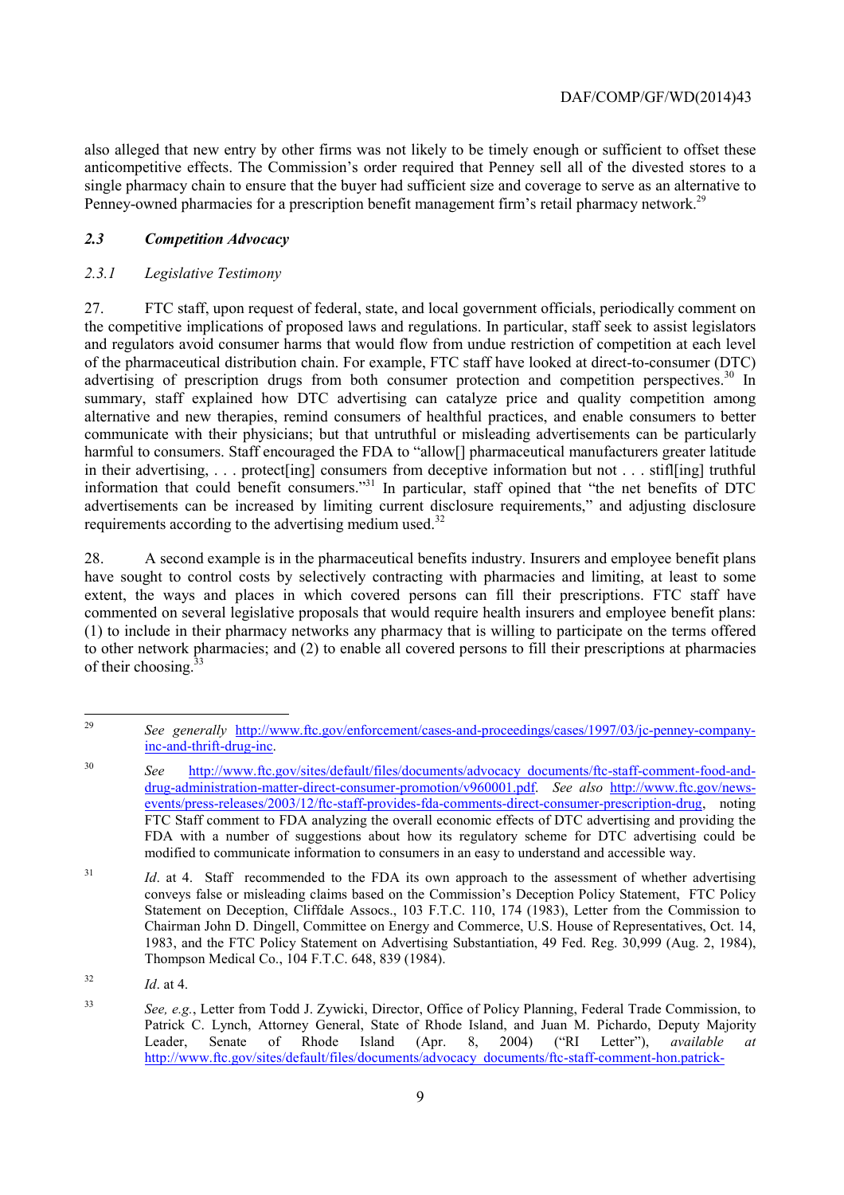also alleged that new entry by other firms was not likely to be timely enough or sufficient to offset these anticompetitive effects. The Commission's order required that Penney sell all of the divested stores to a single pharmacy chain to ensure that the buyer had sufficient size and coverage to serve as an alternative to Penney-owned pharmacies for a prescription benefit management firm's retail pharmacy network.[29]

### *2.3 Competition Advocacy*

#### *2.3.1 Legislative Testimony*

27. FTC staff, upon request of federal, state, and local government officials, periodically comment on the competitive implications of proposed laws and regulations. In particular, staff seek to assist legislators and regulators avoid consumer harms that would flow from undue restriction of competition at each level of the pharmaceutical distribution chain. For example, FTC staff have looked at direct-to-consumer (DTC) advertising of prescription drugs from both consumer protection and competition perspectives.[30] In summary, staff explained how DTC advertising can catalyze price and quality competition among alternative and new therapies, remind consumers of healthful practices, and enable consumers to better communicate with their physicians; but that untruthful or misleading advertisements can be particularly harmful to consumers. Staff encouraged the FDA to "allow[] pharmaceutical manufacturers greater latitude in their advertising, . . . protect[ing] consumers from deceptive information but not . . . stifl[ing] truthful information that could benefit consumers."[31] In particular, staff opined that "the net benefits of DTC advertisements can be increased by limiting current disclosure requirements," and adjusting disclosure requirements according to the advertising medium used.[32]

28. A second example is in the pharmaceutical benefits industry. Insurers and employee benefit plans have sought to control costs by selectively contracting with pharmacies and limiting, at least to some extent, the ways and places in which covered persons can fill their prescriptions. FTC staff have commented on several legislative proposals that would require health insurers and employee benefit plans: (1) to include in their pharmacy networks any pharmacy that is willing to participate on the terms offered to other network pharmacies; and (2) to enable all covered persons to fill their prescriptions at pharmacies of their choosing.[33]

---

[29] *See generally* http://www.ftc.gov/enforcement/cases-and-proceedings/cases/1997/03/jc-penney-company-inc-and-thrift-drug-inc.

[30] *See* http://www.ftc.gov/sites/default/files/documents/advocacy_documents/ftc-staff-comment-food-and-drug-administration-matter-direct-consumer-promotion/v960001.pdf. *See also* http://www.ftc.gov/news-events/press-releases/2003/12/ftc-staff-provides-fda-comments-direct-consumer-prescription-drug, noting FTC Staff comment to FDA analyzing the overall economic effects of DTC advertising and providing the FDA with a number of suggestions about how its regulatory scheme for DTC advertising could be modified to communicate information to consumers in an easy to understand and accessible way.

[31] *Id*. at 4. Staff recommended to the FDA its own approach to the assessment of whether advertising conveys false or misleading claims based on the Commission's Deception Policy Statement, FTC Policy Statement on Deception, Cliffdale Assocs., 103 F.T.C. 110, 174 (1983), Letter from the Commission to Chairman John D. Dingell, Committee on Energy and Commerce, U.S. House of Representatives, Oct. 14, 1983, and the FTC Policy Statement on Advertising Substantiation, 49 Fed. Reg. 30,999 (Aug. 2, 1984), Thompson Medical Co., 104 F.T.C. 648, 839 (1984).

[32] *Id*. at 4.

[33] *See, e.g.*, Letter from Todd J. Zywicki, Director, Office of Policy Planning, Federal Trade Commission, to Patrick C. Lynch, Attorney General, State of Rhode Island, and Juan M. Pichardo, Deputy Majority Leader, Senate of Rhode Island (Apr. 8, 2004) ("RI Letter"), *available at* http://www.ftc.gov/sites/default/files/documents/advocacy_documents/ftc-staff-comment-hon.patrick-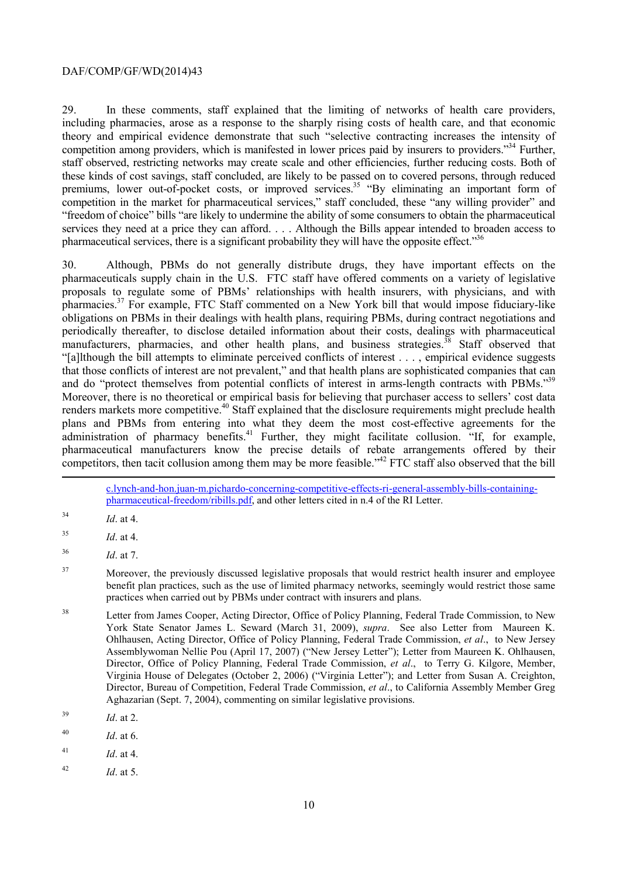29. In these comments, staff explained that the limiting of networks of health care providers, including pharmacies, arose as a response to the sharply rising costs of health care, and that economic theory and empirical evidence demonstrate that such "selective contracting increases the intensity of competition among providers, which is manifested in lower prices paid by insurers to providers."[34] Further, staff observed, restricting networks may create scale and other efficiencies, further reducing costs. Both of these kinds of cost savings, staff concluded, are likely to be passed on to covered persons, through reduced premiums, lower out-of-pocket costs, or improved services.[35] "By eliminating an important form of competition in the market for pharmaceutical services," staff concluded, these "any willing provider" and "freedom of choice" bills "are likely to undermine the ability of some consumers to obtain the pharmaceutical services they need at a price they can afford. . . . Although the Bills appear intended to broaden access to pharmaceutical services, there is a significant probability they will have the opposite effect."[36]

30. Although, PBMs do not generally distribute drugs, they have important effects on the pharmaceuticals supply chain in the U.S. FTC staff have offered comments on a variety of legislative proposals to regulate some of PBMs' relationships with health insurers, with physicians, and with pharmacies.[37] For example, FTC Staff commented on a New York bill that would impose fiduciary-like obligations on PBMs in their dealings with health plans, requiring PBMs, during contract negotiations and periodically thereafter, to disclose detailed information about their costs, dealings with pharmaceutical manufacturers, pharmacies, and other health plans, and business strategies.[38] Staff observed that "[a]lthough the bill attempts to eliminate perceived conflicts of interest . . . , empirical evidence suggests that those conflicts of interest are not prevalent," and that health plans are sophisticated companies that can and do "protect themselves from potential conflicts of interest in arms-length contracts with PBMs."[39] Moreover, there is no theoretical or empirical basis for believing that purchaser access to sellers' cost data renders markets more competitive.[40] Staff explained that the disclosure requirements might preclude health plans and PBMs from entering into what they deem the most cost-effective agreements for the administration of pharmacy benefits.[41] Further, they might facilitate collusion. "If, for example, pharmaceutical manufacturers know the precise details of rebate arrangements offered by their competitors, then tacit collusion among them may be more feasible."[42] FTC staff also observed that the bill

---

c.lynch-and-hon.juan-m.pichardo-concerning-competitive-effects-ri-general-assembly-bills-containing-pharmaceutical-freedom/ribills.pdf, and other letters cited in n.4 of the RI Letter.

[34] *Id*. at 4.

[35] *Id*. at 4.

[36] *Id*. at 7.

[37] Moreover, the previously discussed legislative proposals that would restrict health insurer and employee benefit plan practices, such as the use of limited pharmacy networks, seemingly would restrict those same practices when carried out by PBMs under contract with insurers and plans.

[38] Letter from James Cooper, Acting Director, Office of Policy Planning, Federal Trade Commission, to New York State Senator James L. Seward (March 31, 2009), *supra*. See also Letter from Maureen K. Ohlhausen, Acting Director, Office of Policy Planning, Federal Trade Commission, *et al*., to New Jersey Assemblywoman Nellie Pou (April 17, 2007) ("New Jersey Letter"); Letter from Maureen K. Ohlhausen, Director, Office of Policy Planning, Federal Trade Commission, *et al*., to Terry G. Kilgore, Member, Virginia House of Delegates (October 2, 2006) ("Virginia Letter"); and Letter from Susan A. Creighton, Director, Bureau of Competition, Federal Trade Commission, *et al*., to California Assembly Member Greg Aghazarian (Sept. 7, 2004), commenting on similar legislative provisions.

[39] *Id*. at 2.

[40] *Id*. at 6.

[41] *Id*. at 4.

[42] *Id*. at 5.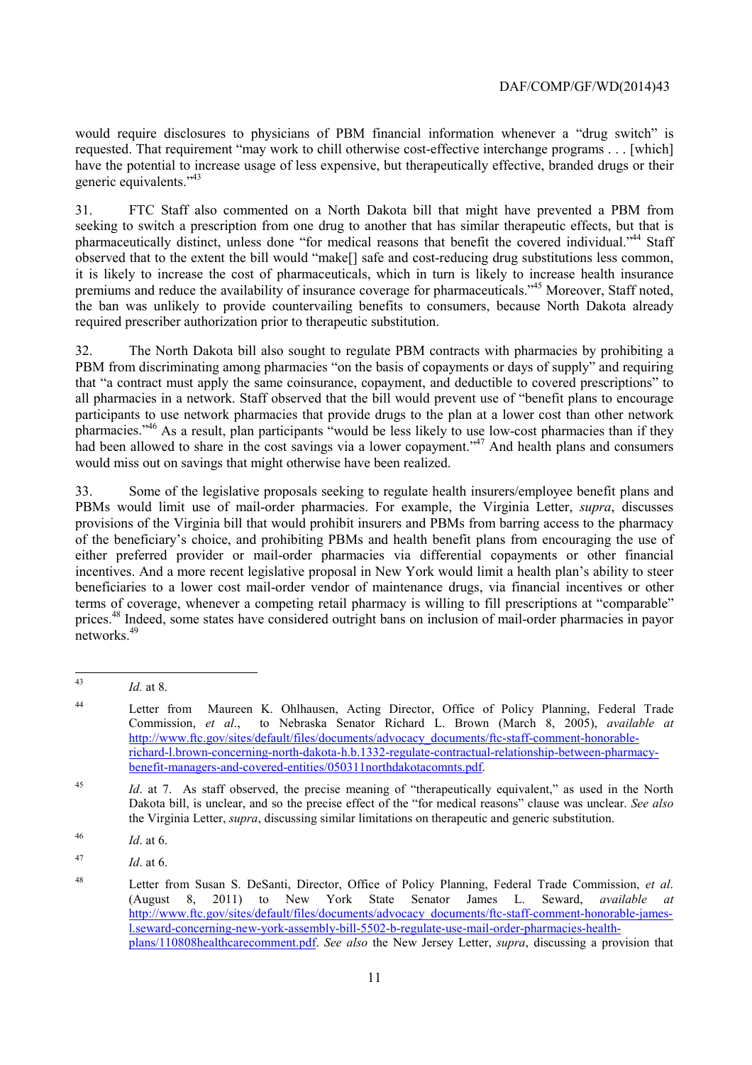would require disclosures to physicians of PBM financial information whenever a "drug switch" is requested. That requirement "may work to chill otherwise cost-effective interchange programs . . . [which] have the potential to increase usage of less expensive, but therapeutically effective, branded drugs or their generic equivalents."[43]

31. FTC Staff also commented on a North Dakota bill that might have prevented a PBM from seeking to switch a prescription from one drug to another that has similar therapeutic effects, but that is pharmaceutically distinct, unless done "for medical reasons that benefit the covered individual."[44] Staff observed that to the extent the bill would "make[] safe and cost-reducing drug substitutions less common, it is likely to increase the cost of pharmaceuticals, which in turn is likely to increase health insurance premiums and reduce the availability of insurance coverage for pharmaceuticals."[45] Moreover, Staff noted, the ban was unlikely to provide countervailing benefits to consumers, because North Dakota already required prescriber authorization prior to therapeutic substitution.

32. The North Dakota bill also sought to regulate PBM contracts with pharmacies by prohibiting a PBM from discriminating among pharmacies "on the basis of copayments or days of supply" and requiring that "a contract must apply the same coinsurance, copayment, and deductible to covered prescriptions" to all pharmacies in a network. Staff observed that the bill would prevent use of "benefit plans to encourage participants to use network pharmacies that provide drugs to the plan at a lower cost than other network pharmacies."[46] As a result, plan participants "would be less likely to use low-cost pharmacies than if they had been allowed to share in the cost savings via a lower copayment."[47] And health plans and consumers would miss out on savings that might otherwise have been realized.

33. Some of the legislative proposals seeking to regulate health insurers/employee benefit plans and PBMs would limit use of mail-order pharmacies. For example, the Virginia Letter, *supra*, discusses provisions of the Virginia bill that would prohibit insurers and PBMs from barring access to the pharmacy of the beneficiary's choice, and prohibiting PBMs and health benefit plans from encouraging the use of either preferred provider or mail-order pharmacies via differential copayments or other financial incentives. And a more recent legislative proposal in New York would limit a health plan's ability to steer beneficiaries to a lower cost mail-order vendor of maintenance drugs, via financial incentives or other terms of coverage, whenever a competing retail pharmacy is willing to fill prescriptions at "comparable" prices.[48] Indeed, some states have considered outright bans on inclusion of mail-order pharmacies in payor networks.[49]

---

[43] *Id.* at 8.

[44] Letter from Maureen K. Ohlhausen, Acting Director, Office of Policy Planning, Federal Trade Commission, *et al.*, to Nebraska Senator Richard L. Brown (March 8, 2005), *available at* http://www.ftc.gov/sites/default/files/documents/advocacy_documents/ftc-staff-comment-honorable-richard-l.brown-concerning-north-dakota-h.b.1332-regulate-contractual-relationship-between-pharmacy-benefit-managers-and-covered-entities/050311northdakotacomnts.pdf.

[45] *Id*. at 7. As staff observed, the precise meaning of "therapeutically equivalent," as used in the North Dakota bill, is unclear, and so the precise effect of the "for medical reasons" clause was unclear. *See also* the Virginia Letter, *supra*, discussing similar limitations on therapeutic and generic substitution.

[46] *Id*. at 6.

[47] *Id*. at 6.

[48] Letter from Susan S. DeSanti, Director, Office of Policy Planning, Federal Trade Commission, *et al.* (August 8, 2011) to New York State Senator James L. Seward, *available at* http://www.ftc.gov/sites/default/files/documents/advocacy_documents/ftc-staff-comment-honorable-james-l.seward-concerning-new-york-assembly-bill-5502-b-regulate-use-mail-order-pharmacies-health-plans/110808healthcarecomment.pdf. *See also* the New Jersey Letter, *supra*, discussing a provision that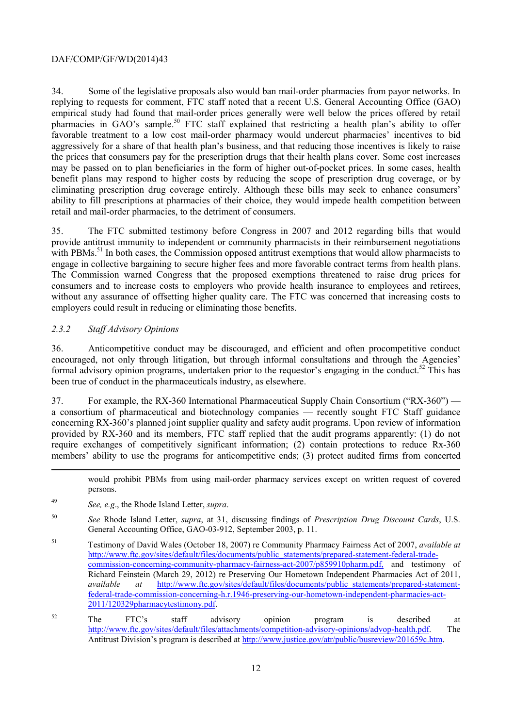34. Some of the legislative proposals also would ban mail-order pharmacies from payor networks. In replying to requests for comment, FTC staff noted that a recent U.S. General Accounting Office (GAO) empirical study had found that mail-order prices generally were well below the prices offered by retail pharmacies in GAO's sample.[50] FTC staff explained that restricting a health plan's ability to offer favorable treatment to a low cost mail-order pharmacy would undercut pharmacies' incentives to bid aggressively for a share of that health plan's business, and that reducing those incentives is likely to raise the prices that consumers pay for the prescription drugs that their health plans cover. Some cost increases may be passed on to plan beneficiaries in the form of higher out-of-pocket prices. In some cases, health benefit plans may respond to higher costs by reducing the scope of prescription drug coverage, or by eliminating prescription drug coverage entirely. Although these bills may seek to enhance consumers' ability to fill prescriptions at pharmacies of their choice, they would impede health competition between retail and mail-order pharmacies, to the detriment of consumers.

35. The FTC submitted testimony before Congress in 2007 and 2012 regarding bills that would provide antitrust immunity to independent or community pharmacists in their reimbursement negotiations with PBMs.[51] In both cases, the Commission opposed antitrust exemptions that would allow pharmacists to engage in collective bargaining to secure higher fees and more favorable contract terms from health plans. The Commission warned Congress that the proposed exemptions threatened to raise drug prices for consumers and to increase costs to employers who provide health insurance to employees and retirees, without any assurance of offsetting higher quality care. The FTC was concerned that increasing costs to employers could result in reducing or eliminating those benefits.

### *2.3.2 Staff Advisory Opinions*

36. Anticompetitive conduct may be discouraged, and efficient and often procompetitive conduct encouraged, not only through litigation, but through informal consultations and through the Agencies' formal advisory opinion programs, undertaken prior to the requestor's engaging in the conduct.[52] This has been true of conduct in the pharmaceuticals industry, as elsewhere.

37. For example, the RX-360 International Pharmaceutical Supply Chain Consortium ("RX-360") — a consortium of pharmaceutical and biotechnology companies — recently sought FTC Staff guidance concerning RX-360's planned joint supplier quality and safety audit programs. Upon review of information provided by RX-360 and its members, FTC staff replied that the audit programs apparently: (1) do not require exchanges of competitively significant information; (2) contain protections to reduce Rx-360 members' ability to use the programs for anticompetitive ends; (3) protect audited firms from concerted

---

would prohibit PBMs from using mail-order pharmacy services except on written request of covered persons.

[49] *See, e.g*., the Rhode Island Letter, *supra*.

[50] *See* Rhode Island Letter, *supra*, at 31, discussing findings of *Prescription Drug Discount Cards*, U.S. General Accounting Office, GAO-03-912, September 2003, p. 11.

[51] Testimony of David Wales (October 18, 2007) re Community Pharmacy Fairness Act of 2007, *available at* http://www.ftc.gov/sites/default/files/documents/public_statements/prepared-statement-federal-trade-commission-concerning-community-pharmacy-fairness-act-2007/p859910pharm.pdf, and testimony of Richard Feinstein (March 29, 2012) re Preserving Our Hometown Independent Pharmacies Act of 2011, *available at* http://www.ftc.gov/sites/default/files/documents/public_statements/prepared-statement-federal-trade-commission-concerning-h.r.1946-preserving-our-hometown-independent-pharmacies-act-2011/120329pharmacytestimony.pdf.

[52] The FTC's staff advisory opinion program is described at http://www.ftc.gov/sites/default/files/attachments/competition-advisory-opinions/advop-health.pdf. The Antitrust Division's program is described at http://www.justice.gov/atr/public/busreview/201659c.htm.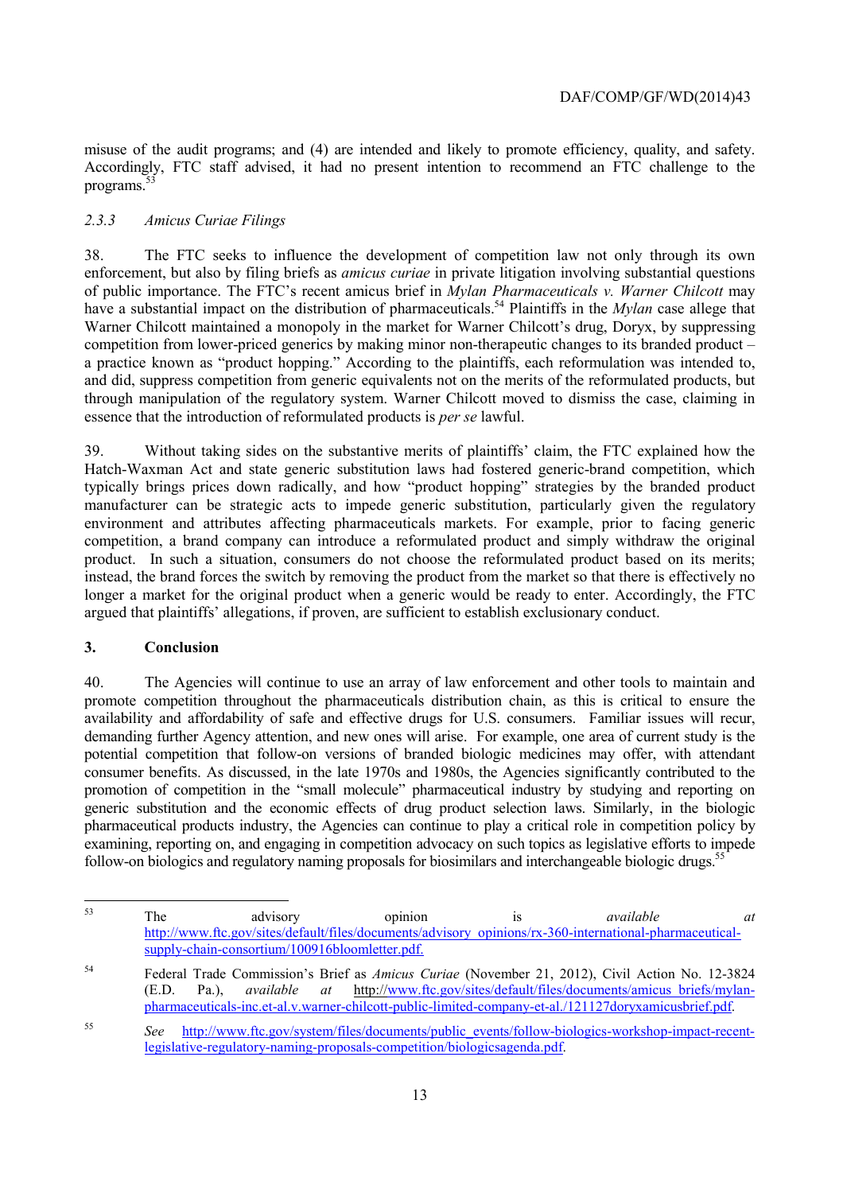misuse of the audit programs; and (4) are intended and likely to promote efficiency, quality, and safety. Accordingly, FTC staff advised, it had no present intention to recommend an FTC challenge to the programs.[53]

### *2.3.3 Amicus Curiae Filings*

38. The FTC seeks to influence the development of competition law not only through its own enforcement, but also by filing briefs as *amicus curiae* in private litigation involving substantial questions of public importance. The FTC's recent amicus brief in *Mylan Pharmaceuticals v. Warner Chilcott* may have a substantial impact on the distribution of pharmaceuticals.[54] Plaintiffs in the *Mylan* case allege that Warner Chilcott maintained a monopoly in the market for Warner Chilcott's drug, Doryx, by suppressing competition from lower-priced generics by making minor non-therapeutic changes to its branded product – a practice known as "product hopping." According to the plaintiffs, each reformulation was intended to, and did, suppress competition from generic equivalents not on the merits of the reformulated products, but through manipulation of the regulatory system. Warner Chilcott moved to dismiss the case, claiming in essence that the introduction of reformulated products is *per se* lawful.

39. Without taking sides on the substantive merits of plaintiffs' claim, the FTC explained how the Hatch-Waxman Act and state generic substitution laws had fostered generic-brand competition, which typically brings prices down radically, and how "product hopping" strategies by the branded product manufacturer can be strategic acts to impede generic substitution, particularly given the regulatory environment and attributes affecting pharmaceuticals markets. For example, prior to facing generic competition, a brand company can introduce a reformulated product and simply withdraw the original product. In such a situation, consumers do not choose the reformulated product based on its merits; instead, the brand forces the switch by removing the product from the market so that there is effectively no longer a market for the original product when a generic would be ready to enter. Accordingly, the FTC argued that plaintiffs' allegations, if proven, are sufficient to establish exclusionary conduct.

## 3. Conclusion

40. The Agencies will continue to use an array of law enforcement and other tools to maintain and promote competition throughout the pharmaceuticals distribution chain, as this is critical to ensure the availability and affordability of safe and effective drugs for U.S. consumers. Familiar issues will recur, demanding further Agency attention, and new ones will arise. For example, one area of current study is the potential competition that follow-on versions of branded biologic medicines may offer, with attendant consumer benefits. As discussed, in the late 1970s and 1980s, the Agencies significantly contributed to the promotion of competition in the "small molecule" pharmaceutical industry by studying and reporting on generic substitution and the economic effects of drug product selection laws. Similarly, in the biologic pharmaceutical products industry, the Agencies can continue to play a critical role in competition policy by examining, reporting on, and engaging in competition advocacy on such topics as legislative efforts to impede follow-on biologics and regulatory naming proposals for biosimilars and interchangeable biologic drugs.[55]

---

[53] The advisory opinion is *available at* http://www.ftc.gov/sites/default/files/documents/advisory_opinions/rx-360-international-pharmaceutical-supply-chain-consortium/100916bloomletter.pdf.

[54] Federal Trade Commission's Brief as *Amicus Curiae* (November 21, 2012), Civil Action No. 12-3824 (E.D. Pa.), *available at* http://www.ftc.gov/sites/default/files/documents/amicus_briefs/mylan-pharmaceuticals-inc.et-al.v.warner-chilcott-public-limited-company-et-al./121127doryxamicusbrief.pdf.

[55] *See* http://www.ftc.gov/system/files/documents/public_events/follow-biologics-workshop-impact-recent-legislative-regulatory-naming-proposals-competition/biologicsagenda.pdf.